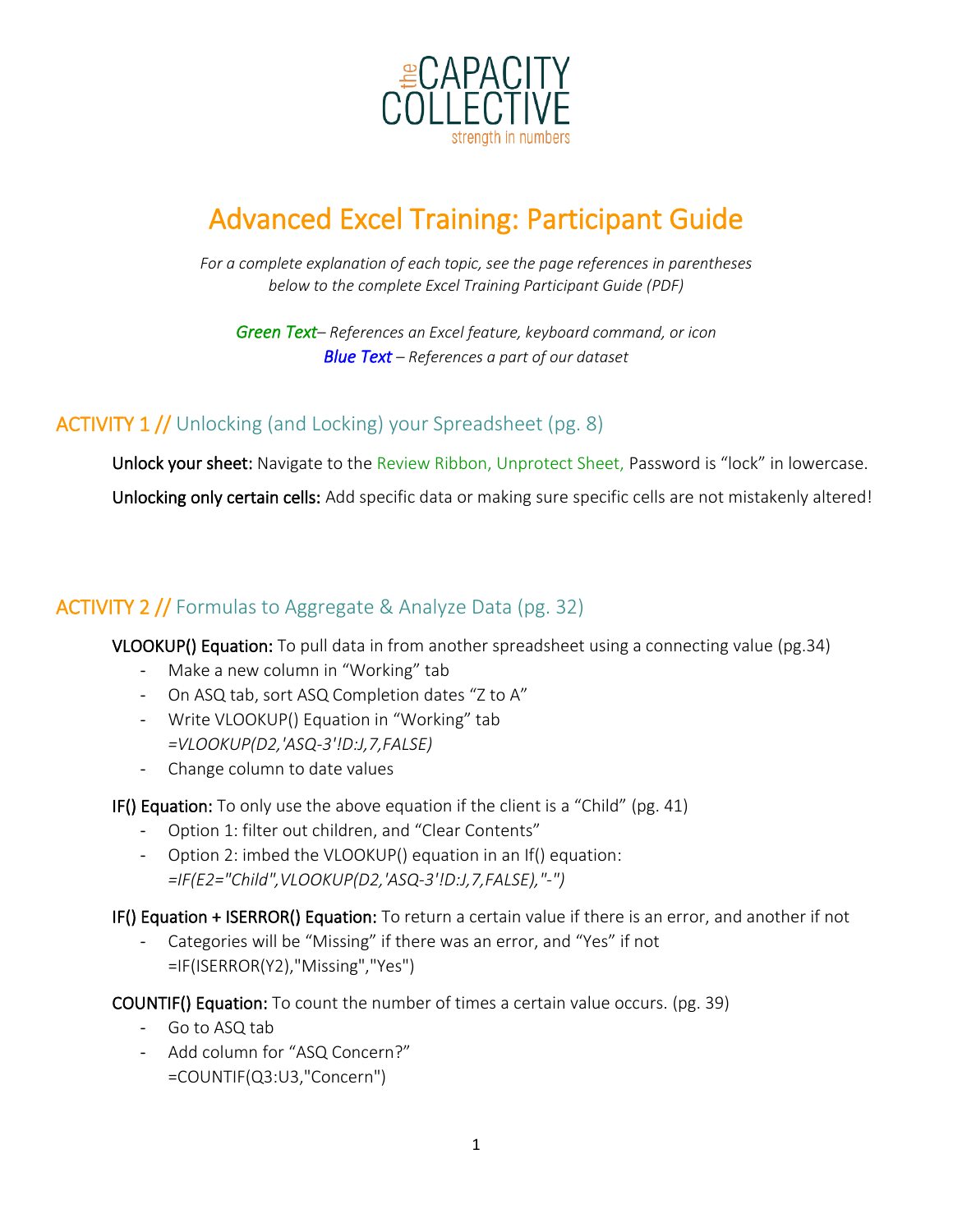the CAPACITY COLLECTIVE
strength in numbers

# Advanced Excel Training: Participant Guide

*For a complete explanation of each topic, see the page references in parentheses below to the complete Excel Training Participant Guide (PDF)*

*Green Text– References an Excel feature, keyboard command, or icon*
*Blue Text – References a part of our dataset*

## ACTIVITY 1 // Unlocking (and Locking) your Spreadsheet (pg. 8)

Unlock your sheet: Navigate to the Review Ribbon, Unprotect Sheet, Password is "lock" in lowercase.

Unlocking only certain cells: Add specific data or making sure specific cells are not mistakenly altered!

## ACTIVITY 2 // Formulas to Aggregate & Analyze Data (pg. 32)

VLOOKUP() Equation: To pull data in from another spreadsheet using a connecting value (pg.34)

- Make a new column in "Working" tab
- On ASQ tab, sort ASQ Completion dates "Z to A"
- Write VLOOKUP() Equation in "Working" tab
  *=VLOOKUP(D2,'ASQ-3'!D:J,7,FALSE)*
- Change column to date values

IF() Equation: To only use the above equation if the client is a "Child" (pg. 41)

- Option 1: filter out children, and "Clear Contents"
- Option 2: imbed the VLOOKUP() equation in an If() equation:
  *=IF(E2="Child",VLOOKUP(D2,'ASQ-3'!D:J,7,FALSE),"-")*

IF() Equation + ISERROR() Equation: To return a certain value if there is an error, and another if not

- Categories will be "Missing" if there was an error, and "Yes" if not
  =IF(ISERROR(Y2),"Missing","Yes")

COUNTIF() Equation: To count the number of times a certain value occurs. (pg. 39)

- Go to ASQ tab
- Add column for "ASQ Concern?"
  =COUNTIF(Q3:U3,"Concern")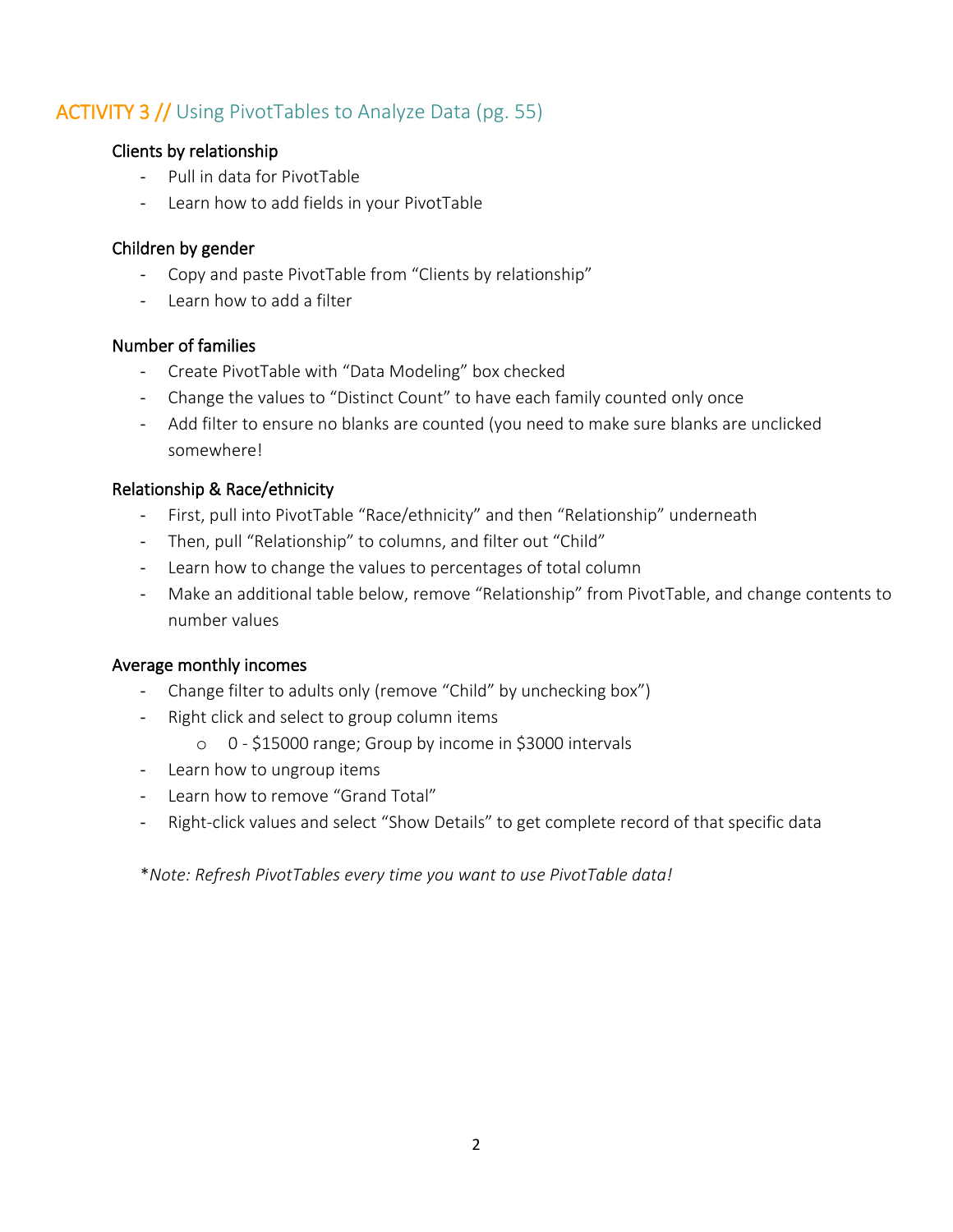## ACTIVITY 3 // Using PivotTables to Analyze Data (pg. 55)

### Clients by relationship

- Pull in data for PivotTable
- Learn how to add fields in your PivotTable

### Children by gender

- Copy and paste PivotTable from "Clients by relationship"
- Learn how to add a filter

### Number of families

- Create PivotTable with "Data Modeling" box checked
- Change the values to "Distinct Count" to have each family counted only once
- Add filter to ensure no blanks are counted (you need to make sure blanks are unclicked somewhere!

### Relationship & Race/ethnicity

- First, pull into PivotTable "Race/ethnicity" and then "Relationship" underneath
- Then, pull "Relationship" to columns, and filter out "Child"
- Learn how to change the values to percentages of total column
- Make an additional table below, remove "Relationship" from PivotTable, and change contents to number values

### Average monthly incomes

- Change filter to adults only (remove "Child" by unchecking box")
- Right click and select to group column items
  - 0 - $15000 range; Group by income in $3000 intervals
- Learn how to ungroup items
- Learn how to remove "Grand Total"
- Right-click values and select "Show Details" to get complete record of that specific data

\**Note: Refresh PivotTables every time you want to use PivotTable data!*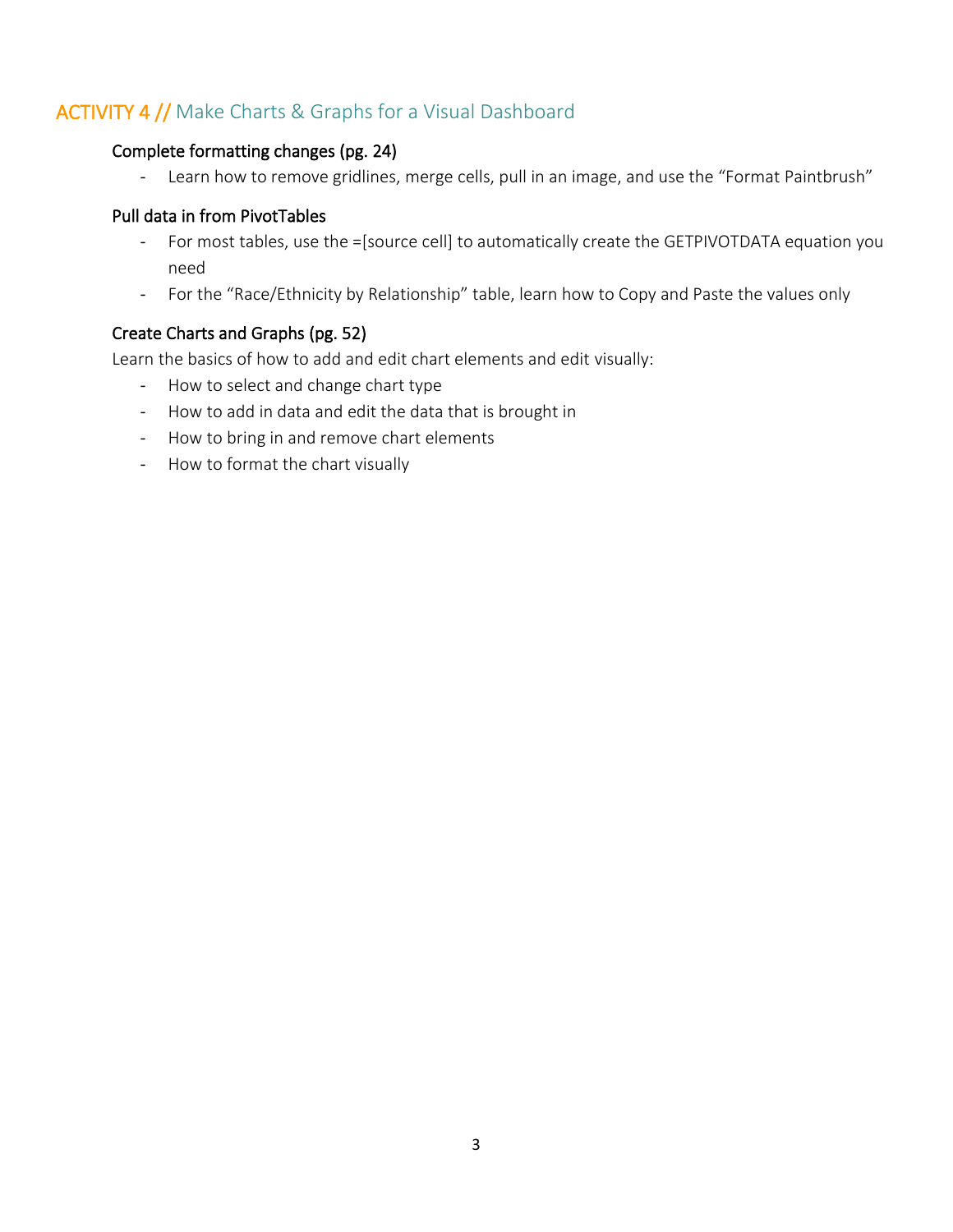## ACTIVITY 4 // Make Charts & Graphs for a Visual Dashboard

### Complete formatting changes (pg. 24)

- Learn how to remove gridlines, merge cells, pull in an image, and use the "Format Paintbrush"

### Pull data in from PivotTables

- For most tables, use the =[source cell] to automatically create the GETPIVOTDATA equation you need
- For the "Race/Ethnicity by Relationship" table, learn how to Copy and Paste the values only

### Create Charts and Graphs (pg. 52)

Learn the basics of how to add and edit chart elements and edit visually:

- How to select and change chart type
- How to add in data and edit the data that is brought in
- How to bring in and remove chart elements
- How to format the chart visually